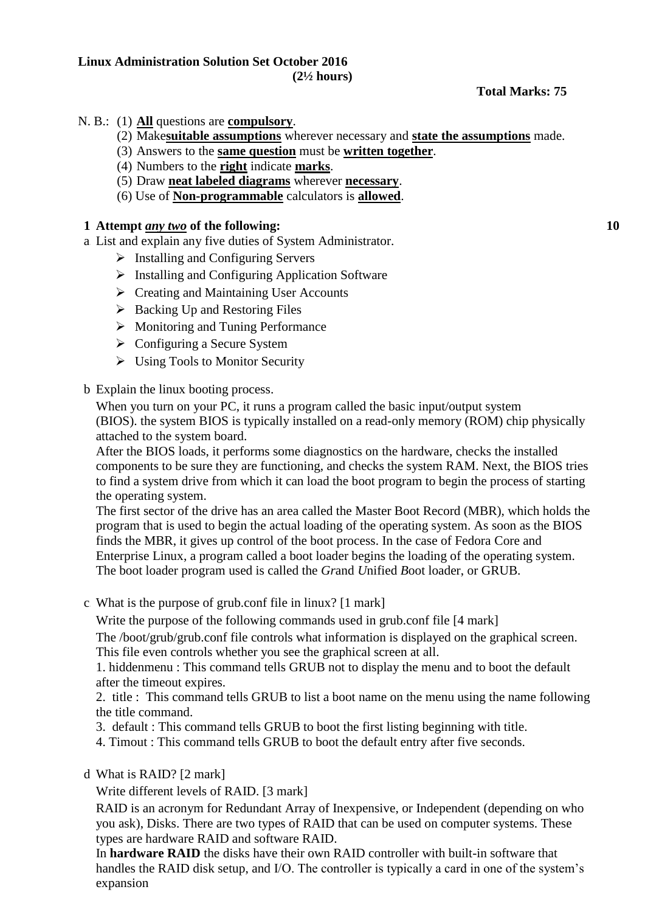**Linux Administration Solution Set October 2016**

**(2½ hours)**

**Total Marks: 75**

N. B.: (1) **All** questions are **compulsory**.

(2) Make**suitable assumptions** wherever necessary and **state the assumptions** made.

(3) Answers to the **same question** must be **written together**.

(4) Numbers to the **right** indicate **marks**.

(5) Draw **neat labeled diagrams** wherever **necessary**.

(6) Use of **Non-programmable** calculators is **allowed**.

**1 Attempt *any two* of the following: 10**

a List and explain any five duties of System Administrator.

- Installing and Configuring Servers
- Installing and Configuring Application Software
- Creating and Maintaining User Accounts
- Backing Up and Restoring Files
- Monitoring and Tuning Performance
- Configuring a Secure System
- Using Tools to Monitor Security

b Explain the linux booting process.

When you turn on your PC, it runs a program called the basic input/output system (BIOS). the system BIOS is typically installed on a read-only memory (ROM) chip physically attached to the system board.

After the BIOS loads, it performs some diagnostics on the hardware, checks the installed components to be sure they are functioning, and checks the system RAM. Next, the BIOS tries to find a system drive from which it can load the boot program to begin the process of starting the operating system.

The first sector of the drive has an area called the Master Boot Record (MBR), which holds the program that is used to begin the actual loading of the operating system. As soon as the BIOS finds the MBR, it gives up control of the boot process. In the case of Fedora Core and Enterprise Linux, a program called a boot loader begins the loading of the operating system. The boot loader program used is called the *Gr*and *U*nified *B*oot loader, or GRUB.

c What is the purpose of grub.conf file in linux? [1 mark]

Write the purpose of the following commands used in grub.conf file [4 mark]

The /boot/grub/grub.conf file controls what information is displayed on the graphical screen. This file even controls whether you see the graphical screen at all.

1. hiddenmenu : This command tells GRUB not to display the menu and to boot the default after the timeout expires.
2. title : This command tells GRUB to list a boot name on the menu using the name following the title command.
3. default : This command tells GRUB to boot the first listing beginning with title.
4. Timout : This command tells GRUB to boot the default entry after five seconds.

d What is RAID? [2 mark]

Write different levels of RAID. [3 mark]

RAID is an acronym for Redundant Array of Inexpensive, or Independent (depending on who you ask), Disks. There are two types of RAID that can be used on computer systems. These types are hardware RAID and software RAID.

In **hardware RAID** the disks have their own RAID controller with built-in software that handles the RAID disk setup, and I/O. The controller is typically a card in one of the system's expansion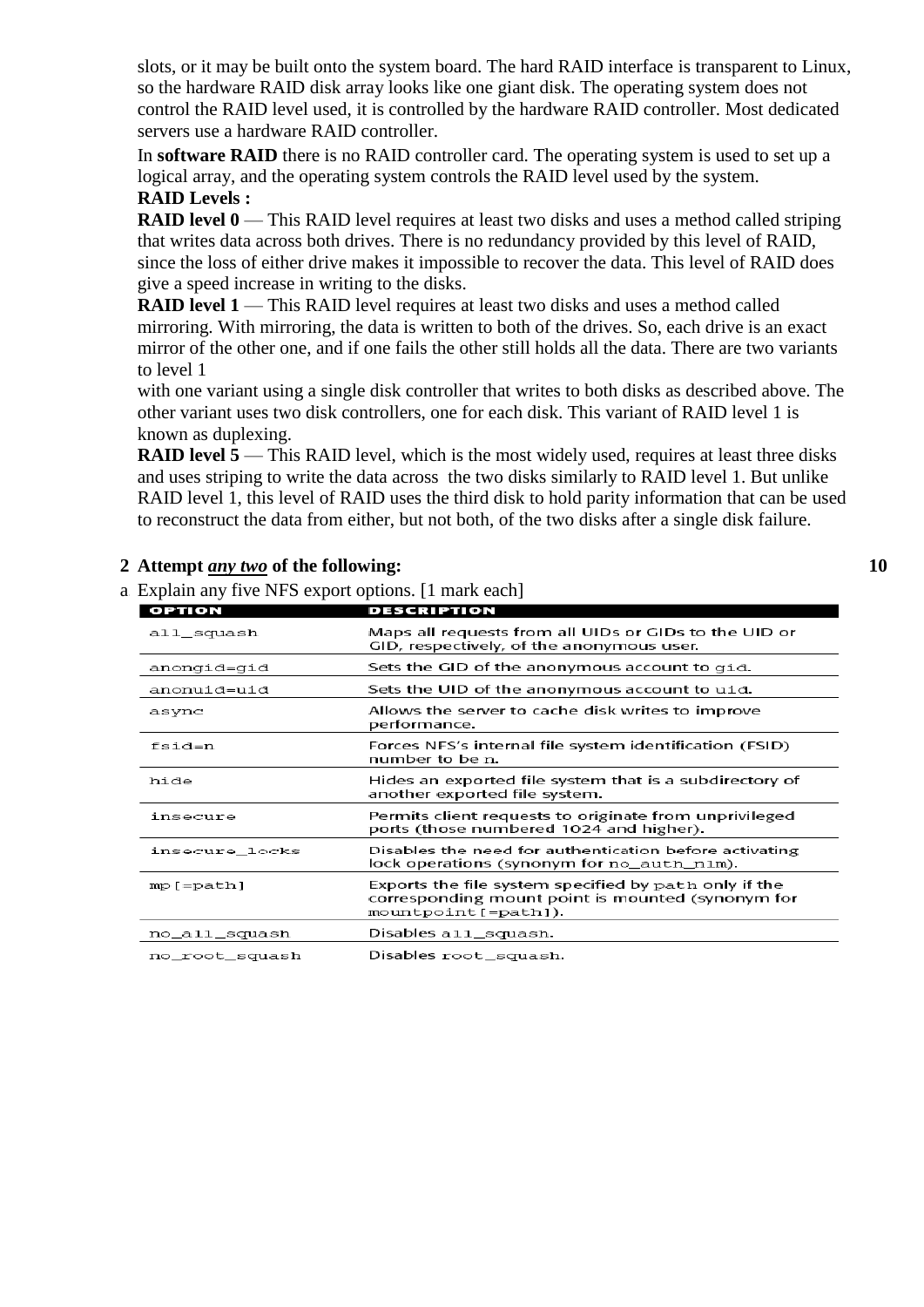slots, or it may be built onto the system board. The hard RAID interface is transparent to Linux, so the hardware RAID disk array looks like one giant disk. The operating system does not control the RAID level used, it is controlled by the hardware RAID controller. Most dedicated servers use a hardware RAID controller.

In **software RAID** there is no RAID controller card. The operating system is used to set up a logical array, and the operating system controls the RAID level used by the system.

**RAID Levels :**

**RAID level 0** — This RAID level requires at least two disks and uses a method called striping that writes data across both drives. There is no redundancy provided by this level of RAID, since the loss of either drive makes it impossible to recover the data. This level of RAID does give a speed increase in writing to the disks.

**RAID level 1** — This RAID level requires at least two disks and uses a method called mirroring. With mirroring, the data is written to both of the drives. So, each drive is an exact mirror of the other one, and if one fails the other still holds all the data. There are two variants to level 1

with one variant using a single disk controller that writes to both disks as described above. The other variant uses two disk controllers, one for each disk. This variant of RAID level 1 is known as duplexing.

**RAID level 5** — This RAID level, which is the most widely used, requires at least three disks and uses striping to write the data across the two disks similarly to RAID level 1. But unlike RAID level 1, this level of RAID uses the third disk to hold parity information that can be used to reconstruct the data from either, but not both, of the two disks after a single disk failure.

**2 Attempt *any two* of the following:** **10**

a Explain any five NFS export options. [1 mark each]

| OPTION | DESCRIPTION |
|---|---|
| all_squash | Maps all requests from all UIDs or GIDs to the UID or GID, respectively, of the anonymous user. |
| anongid=gid | Sets the GID of the anonymous account to gid. |
| anonuid=uid | Sets the UID of the anonymous account to uid. |
| async | Allows the server to cache disk writes to improve performance. |
| fsid=n | Forces NFS's internal file system identification (FSID) number to be n. |
| hide | Hides an exported file system that is a subdirectory of another exported file system. |
| insecure | Permits client requests to originate from unprivileged ports (those numbered 1024 and higher). |
| insecure_locks | Disables the need for authentication before activating lock operations (synonym for no_auth_nlm). |
| mp[=path] | Exports the file system specified by path only if the corresponding mount point is mounted (synonym for mountpoint[=path]). |
| no_all_squash | Disables all_squash. |
| no_root_squash | Disables root_squash. |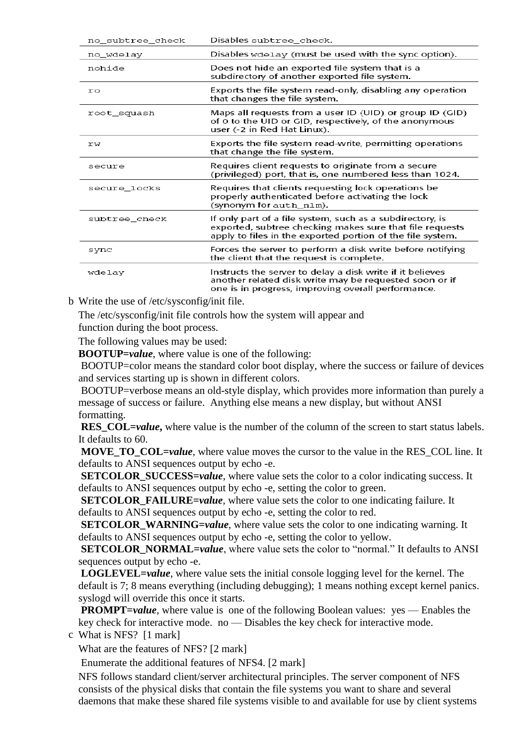| | |
|---|---|
| no_subtree_check | Disables subtree_check. |
| no_wdelay | Disables wdelay (must be used with the sync option). |
| nohide | Does not hide an exported file system that is a subdirectory of another exported file system. |
| ro | Exports the file system read-only, disabling any operation that changes the file system. |
| root_squash | Maps all requests from a user ID (UID) or group ID (GID) of 0 to the UID or GID, respectively, of the anonymous user (-2 in Red Hat Linux). |
| rw | Exports the file system read-write, permitting operations that change the file system. |
| secure | Requires client requests to originate from a secure (privileged) port, that is, one numbered less than 1024. |
| secure_locks | Requires that clients requesting lock operations be properly authenticated before activating the lock (synonym for auth_nlm). |
| subtree_check | If only part of a file system, such as a subdirectory, is exported, subtree checking makes sure that file requests apply to files in the exported portion of the file system. |
| sync | Forces the server to perform a disk write before notifying the client that the request is complete. |
| wdelay | Instructs the server to delay a disk write if it believes another related disk write may be requested soon or if one is in progress, improving overall performance. |

b Write the use of /etc/sysconfig/init file.

The /etc/sysconfig/init file controls how the system will appear and function during the boot process.

The following values may be used:

**BOOTUP=*value***, where value is one of the following:

BOOTUP=color means the standard color boot display, where the success or failure of devices and services starting up is shown in different colors.

BOOTUP=verbose means an old-style display, which provides more information than purely a message of success or failure. Anything else means a new display, but without ANSI formatting.

**RES_COL=*value*,** where value is the number of the column of the screen to start status labels. It defaults to 60.

**MOVE_TO_COL=*value***, where value moves the cursor to the value in the RES_COL line. It defaults to ANSI sequences output by echo -e.

**SETCOLOR_SUCCESS=*value***, where value sets the color to a color indicating success. It defaults to ANSI sequences output by echo -e, setting the color to green.

**SETCOLOR_FAILURE=*value***, where value sets the color to one indicating failure. It defaults to ANSI sequences output by echo -e, setting the color to red.

**SETCOLOR_WARNING=*value***, where value sets the color to one indicating warning. It defaults to ANSI sequences output by echo -e, setting the color to yellow.

**SETCOLOR_NORMAL=*value***, where value sets the color to "normal." It defaults to ANSI sequences output by echo -e.

**LOGLEVEL=*value***, where value sets the initial console logging level for the kernel. The default is 7; 8 means everything (including debugging); 1 means nothing except kernel panics. syslogd will override this once it starts.

**PROMPT=*value***, where value is one of the following Boolean values: yes — Enables the key check for interactive mode. no — Disables the key check for interactive mode.

c What is NFS? [1 mark]

What are the features of NFS? [2 mark]

Enumerate the additional features of NFS4. [2 mark]

NFS follows standard client/server architectural principles. The server component of NFS consists of the physical disks that contain the file systems you want to share and several daemons that make these shared file systems visible to and available for use by client systems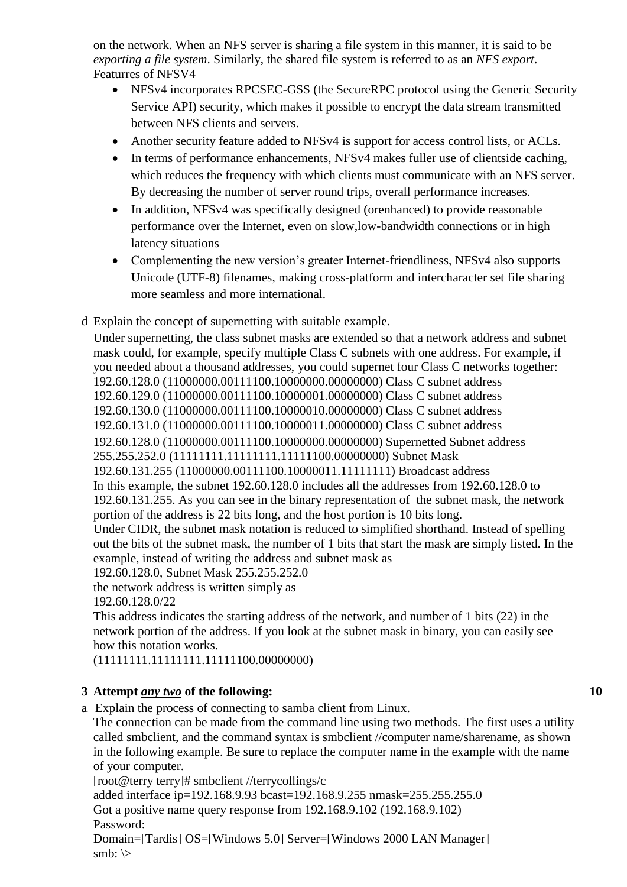on the network. When an NFS server is sharing a file system in this manner, it is said to be *exporting a file system*. Similarly, the shared file system is referred to as an *NFS export*.
Featurres of NFSV4

- NFSv4 incorporates RPCSEC-GSS (the SecureRPC protocol using the Generic Security Service API) security, which makes it possible to encrypt the data stream transmitted between NFS clients and servers.
- Another security feature added to NFSv4 is support for access control lists, or ACLs.
- In terms of performance enhancements, NFSv4 makes fuller use of clientside caching, which reduces the frequency with which clients must communicate with an NFS server. By decreasing the number of server round trips, overall performance increases.
- In addition, NFSv4 was specifically designed (orenhanced) to provide reasonable performance over the Internet, even on slow,low-bandwidth connections or in high latency situations
- Complementing the new version's greater Internet-friendliness, NFSv4 also supports Unicode (UTF-8) filenames, making cross-platform and intercharacter set file sharing more seamless and more international.

d Explain the concept of supernetting with suitable example.

Under supernetting, the class subnet masks are extended so that a network address and subnet mask could, for example, specify multiple Class C subnets with one address. For example, if you needed about a thousand addresses, you could supernet four Class C networks together:
192.60.128.0 (11000000.00111100.10000000.00000000) Class C subnet address
192.60.129.0 (11000000.00111100.10000001.00000000) Class C subnet address
192.60.130.0 (11000000.00111100.10000010.00000000) Class C subnet address
192.60.131.0 (11000000.00111100.10000011.00000000) Class C subnet address
192.60.128.0 (11000000.00111100.10000000.00000000) Supernetted Subnet address
255.255.252.0 (11111111.11111111.11111100.00000000) Subnet Mask
192.60.131.255 (11000000.00111100.10000011.11111111) Broadcast address
In this example, the subnet 192.60.128.0 includes all the addresses from 192.60.128.0 to 192.60.131.255. As you can see in the binary representation of the subnet mask, the network portion of the address is 22 bits long, and the host portion is 10 bits long.
Under CIDR, the subnet mask notation is reduced to simplified shorthand. Instead of spelling out the bits of the subnet mask, the number of 1 bits that start the mask are simply listed. In the example, instead of writing the address and subnet mask as
192.60.128.0, Subnet Mask 255.255.252.0
the network address is written simply as
192.60.128.0/22
This address indicates the starting address of the network, and number of 1 bits (22) in the network portion of the address. If you look at the subnet mask in binary, you can easily see how this notation works.
(11111111.11111111.11111100.00000000)

**3 Attempt *any two* of the following:** **10**

a Explain the process of connecting to samba client from Linux.

The connection can be made from the command line using two methods. The first uses a utility called smbclient, and the command syntax is smbclient //computer name/sharename, as shown in the following example. Be sure to replace the computer name in the example with the name of your computer.

```
[root@terry terry]# smbclient //terrycollings/c
added interface ip=192.168.9.93 bcast=192.168.9.255 nmask=255.255.255.0
Got a positive name query response from 192.168.9.102 (192.168.9.102)
Password:
Domain=[Tardis] OS=[Windows 5.0] Server=[Windows 2000 LAN Manager]
smb: \>
```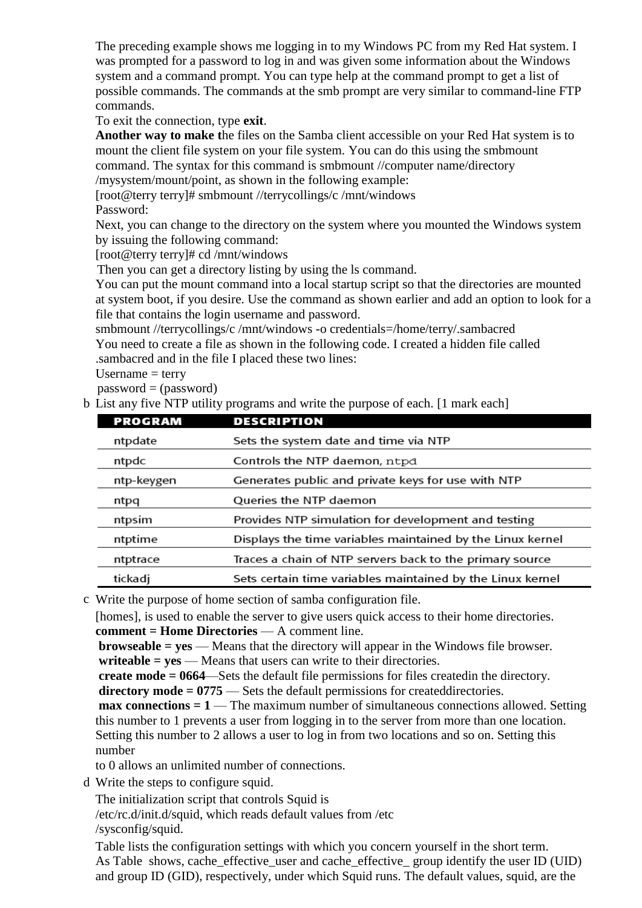The preceding example shows me logging in to my Windows PC from my Red Hat system. I was prompted for a password to log in and was given some information about the Windows system and a command prompt. You can type help at the command prompt to get a list of possible commands. The commands at the smb prompt are very similar to command-line FTP commands.

To exit the connection, type **exit**.

**Another way to make t**he files on the Samba client accessible on your Red Hat system is to mount the client file system on your file system. You can do this using the smbmount command. The syntax for this command is smbmount //computer name/directory /mysystem/mount/point, as shown in the following example:

[root@terry terry]# smbmount //terrycollings/c /mnt/windows

Password:

Next, you can change to the directory on the system where you mounted the Windows system by issuing the following command:

[root@terry terry]# cd /mnt/windows

Then you can get a directory listing by using the ls command.

You can put the mount command into a local startup script so that the directories are mounted at system boot, if you desire. Use the command as shown earlier and add an option to look for a file that contains the login username and password.

smbmount //terrycollings/c /mnt/windows -o credentials=/home/terry/.sambacred

You need to create a file as shown in the following code. I created a hidden file called .sambacred and in the file I placed these two lines:

Username = terry

password = (password)

b List any five NTP utility programs and write the purpose of each. [1 mark each]

| PROGRAM | DESCRIPTION |
|---|---|
| ntpdate | Sets the system date and time via NTP |
| ntpdc | Controls the NTP daemon, ntpd |
| ntp-keygen | Generates public and private keys for use with NTP |
| ntpq | Queries the NTP daemon |
| ntpsim | Provides NTP simulation for development and testing |
| ntptime | Displays the time variables maintained by the Linux kernel |
| ntptrace | Traces a chain of NTP servers back to the primary source |
| tickadj | Sets certain time variables maintained by the Linux kernel |

c Write the purpose of home section of samba configuration file.

[homes], is used to enable the server to give users quick access to their home directories.

**comment = Home Directories** — A comment line.

**browseable = yes** — Means that the directory will appear in the Windows file browser.

**writeable = yes** — Means that users can write to their directories.

**create mode = 0664**—Sets the default file permissions for files createdin the directory.

**directory mode = 0775** — Sets the default permissions for createddirectories.

**max connections = 1** — The maximum number of simultaneous connections allowed. Setting this number to 1 prevents a user from logging in to the server from more than one location. Setting this number to 2 allows a user to log in from two locations and so on. Setting this number to 0 allows an unlimited number of connections.

d Write the steps to configure squid.

The initialization script that controls Squid is /etc/rc.d/init.d/squid, which reads default values from /etc /sysconfig/squid.

Table lists the configuration settings with which you concern yourself in the short term. As Table shows, cache_effective_user and cache_effective_ group identify the user ID (UID) and group ID (GID), respectively, under which Squid runs. The default values, squid, are the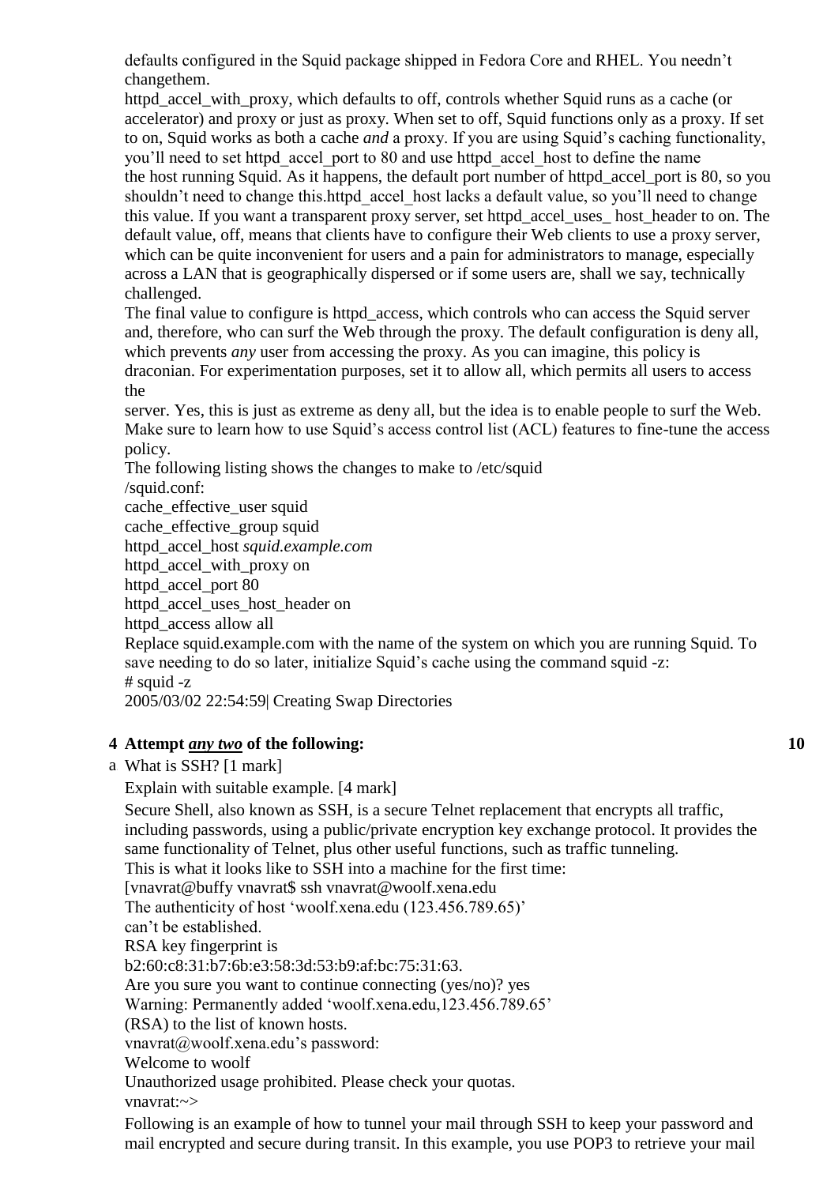defaults configured in the Squid package shipped in Fedora Core and RHEL. You needn't changethem.

httpd_accel_with_proxy, which defaults to off, controls whether Squid runs as a cache (or accelerator) and proxy or just as proxy. When set to off, Squid functions only as a proxy. If set to on, Squid works as both a cache *and* a proxy. If you are using Squid's caching functionality, you'll need to set httpd_accel_port to 80 and use httpd_accel_host to define the name the host running Squid. As it happens, the default port number of httpd_accel_port is 80, so you shouldn't need to change this.httpd_accel_host lacks a default value, so you'll need to change this value. If you want a transparent proxy server, set httpd_accel_uses_ host_header to on. The default value, off, means that clients have to configure their Web clients to use a proxy server, which can be quite inconvenient for users and a pain for administrators to manage, especially across a LAN that is geographically dispersed or if some users are, shall we say, technically challenged.

The final value to configure is httpd_access, which controls who can access the Squid server and, therefore, who can surf the Web through the proxy. The default configuration is deny all, which prevents *any* user from accessing the proxy. As you can imagine, this policy is draconian. For experimentation purposes, set it to allow all, which permits all users to access the

server. Yes, this is just as extreme as deny all, but the idea is to enable people to surf the Web. Make sure to learn how to use Squid's access control list (ACL) features to fine-tune the access policy.

The following listing shows the changes to make to /etc/squid /squid.conf:

cache_effective_user squid
cache_effective_group squid
httpd_accel_host *squid.example.com*
httpd_accel_with_proxy on
httpd_accel_port 80
httpd_accel_uses_host_header on
httpd_access allow all

Replace squid.example.com with the name of the system on which you are running Squid. To save needing to do so later, initialize Squid's cache using the command squid -z:

# squid -z
2005/03/02 22:54:59| Creating Swap Directories

**4 Attempt *any two* of the following:** **10**

a What is SSH? [1 mark]

Explain with suitable example. [4 mark]

Secure Shell, also known as SSH, is a secure Telnet replacement that encrypts all traffic, including passwords, using a public/private encryption key exchange protocol. It provides the same functionality of Telnet, plus other useful functions, such as traffic tunneling.

This is what it looks like to SSH into a machine for the first time:

[vnavrat@buffy vnavrat$ ssh vnavrat@woolf.xena.edu
The authenticity of host 'woolf.xena.edu (123.456.789.65)'
can't be established.
RSA key fingerprint is
b2:60:c8:31:b7:6b:e3:58:3d:53:b9:af:bc:75:31:63.
Are you sure you want to continue connecting (yes/no)? yes
Warning: Permanently added 'woolf.xena.edu,123.456.789.65'
(RSA) to the list of known hosts.
vnavrat@woolf.xena.edu's password:
Welcome to woolf
Unauthorized usage prohibited. Please check your quotas.
vnavrat:~>

Following is an example of how to tunnel your mail through SSH to keep your password and mail encrypted and secure during transit. In this example, you use POP3 to retrieve your mail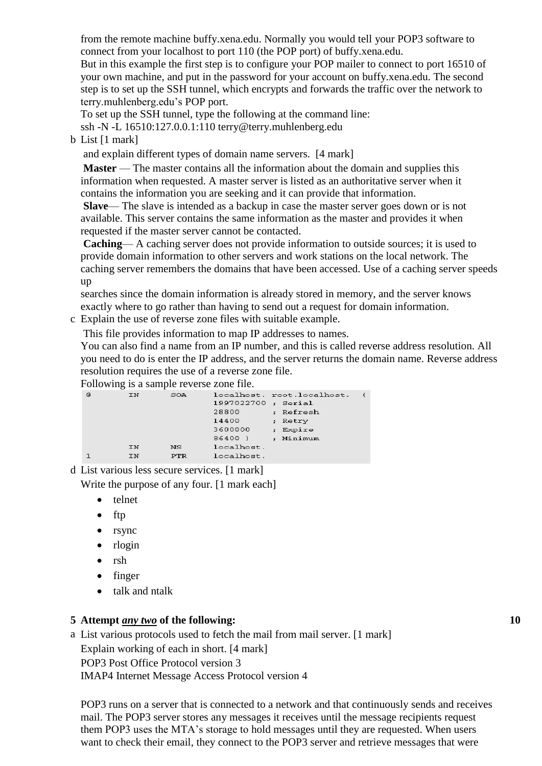from the remote machine buffy.xena.edu. Normally you would tell your POP3 software to connect from your localhost to port 110 (the POP port) of buffy.xena.edu.
But in this example the first step is to configure your POP mailer to connect to port 16510 of your own machine, and put in the password for your account on buffy.xena.edu. The second step is to set up the SSH tunnel, which encrypts and forwards the traffic over the network to terry.muhlenberg.edu's POP port.
To set up the SSH tunnel, type the following at the command line:
ssh -N -L 16510:127.0.0.1:110 terry@terry.muhlenberg.edu

b List [1 mark]

and explain different types of domain name servers. [4 mark]

**Master** — The master contains all the information about the domain and supplies this information when requested. A master server is listed as an authoritative server when it contains the information you are seeking and it can provide that information.

**Slave**— The slave is intended as a backup in case the master server goes down or is not available. This server contains the same information as the master and provides it when requested if the master server cannot be contacted.

**Caching**— A caching server does not provide information to outside sources; it is used to provide domain information to other servers and work stations on the local network. The caching server remembers the domains that have been accessed. Use of a caching server speeds up
searches since the domain information is already stored in memory, and the server knows exactly where to go rather than having to send out a request for domain information.

c Explain the use of reverse zone files with suitable example.

This file provides information to map IP addresses to names.
You can also find a name from an IP number, and this is called reverse address resolution. All you need to do is enter the IP address, and the server returns the domain name. Reverse address resolution requires the use of a reverse zone file.
Following is a sample reverse zone file.

```
@       IN      SOA     localhost.  root.localhost.   (
                        1997022700 ; Serial
                        28800      ; Refresh
                        14400      ; Retry
                        3600000    ; Expire
                        86400 )    ; Minimum
        IN      NS      localhost.
1       IN      PTR     localhost.
```

d List various less secure services. [1 mark]
Write the purpose of any four. [1 mark each]

- telnet
- ftp
- rsync
- rlogin
- rsh
- finger
- talk and ntalk

**5 Attempt *any two* of the following: 10**

a List various protocols used to fetch the mail from mail server. [1 mark]
Explain working of each in short. [4 mark]
POP3 Post Office Protocol version 3
IMAP4 Internet Message Access Protocol version 4

POP3 runs on a server that is connected to a network and that continuously sends and receives mail. The POP3 server stores any messages it receives until the message recipients request them POP3 uses the MTA's storage to hold messages until they are requested. When users want to check their email, they connect to the POP3 server and retrieve messages that were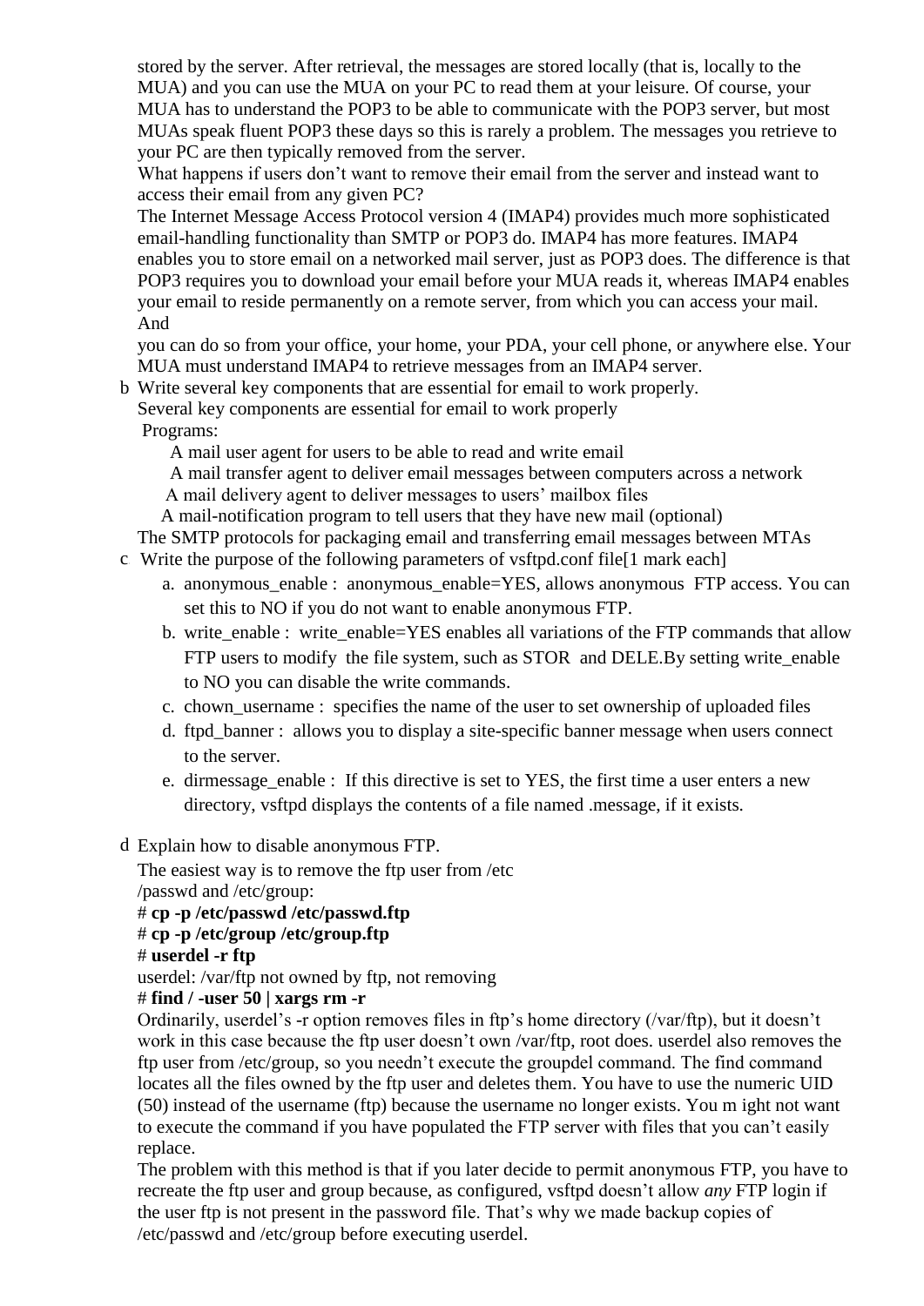stored by the server. After retrieval, the messages are stored locally (that is, locally to the MUA) and you can use the MUA on your PC to read them at your leisure. Of course, your MUA has to understand the POP3 to be able to communicate with the POP3 server, but most MUAs speak fluent POP3 these days so this is rarely a problem. The messages you retrieve to your PC are then typically removed from the server.

What happens if users don't want to remove their email from the server and instead want to access their email from any given PC?

The Internet Message Access Protocol version 4 (IMAP4) provides much more sophisticated email-handling functionality than SMTP or POP3 do. IMAP4 has more features. IMAP4 enables you to store email on a networked mail server, just as POP3 does. The difference is that POP3 requires you to download your email before your MUA reads it, whereas IMAP4 enables your email to reside permanently on a remote server, from which you can access your mail. And

you can do so from your office, your home, your PDA, your cell phone, or anywhere else. Your MUA must understand IMAP4 to retrieve messages from an IMAP4 server.

b Write several key components that are essential for email to work properly.

Several key components are essential for email to work properly

Programs:

- A mail user agent for users to be able to read and write email
- A mail transfer agent to deliver email messages between computers across a network
- A mail delivery agent to deliver messages to users' mailbox files
- A mail-notification program to tell users that they have new mail (optional)

The SMTP protocols for packaging email and transferring email messages between MTAs

c Write the purpose of the following parameters of vsftpd.conf file[1 mark each]

a. anonymous_enable : anonymous_enable=YES, allows anonymous FTP access. You can set this to NO if you do not want to enable anonymous FTP.

b. write_enable : write_enable=YES enables all variations of the FTP commands that allow FTP users to modify the file system, such as STOR and DELE.By setting write_enable to NO you can disable the write commands.

c. chown_username : specifies the name of the user to set ownership of uploaded files

d. ftpd_banner : allows you to display a site-specific banner message when users connect to the server.

e. dirmessage_enable : If this directive is set to YES, the first time a user enters a new directory, vsftpd displays the contents of a file named .message, if it exists.

d Explain how to disable anonymous FTP.

The easiest way is to remove the ftp user from /etc /passwd and /etc/group:

\# **cp -p /etc/passwd /etc/passwd.ftp**

\# **cp -p /etc/group /etc/group.ftp**

\# **userdel -r ftp**

userdel: /var/ftp not owned by ftp, not removing

\# **find / -user 50 | xargs rm -r**

Ordinarily, userdel's -r option removes files in ftp's home directory (/var/ftp), but it doesn't work in this case because the ftp user doesn't own /var/ftp, root does. userdel also removes the ftp user from /etc/group, so you needn't execute the groupdel command. The find command locates all the files owned by the ftp user and deletes them. You have to use the numeric UID (50) instead of the username (ftp) because the username no longer exists. You m ight not want to execute the command if you have populated the FTP server with files that you can't easily replace.

The problem with this method is that if you later decide to permit anonymous FTP, you have to recreate the ftp user and group because, as configured, vsftpd doesn't allow *any* FTP login if the user ftp is not present in the password file. That's why we made backup copies of /etc/passwd and /etc/group before executing userdel.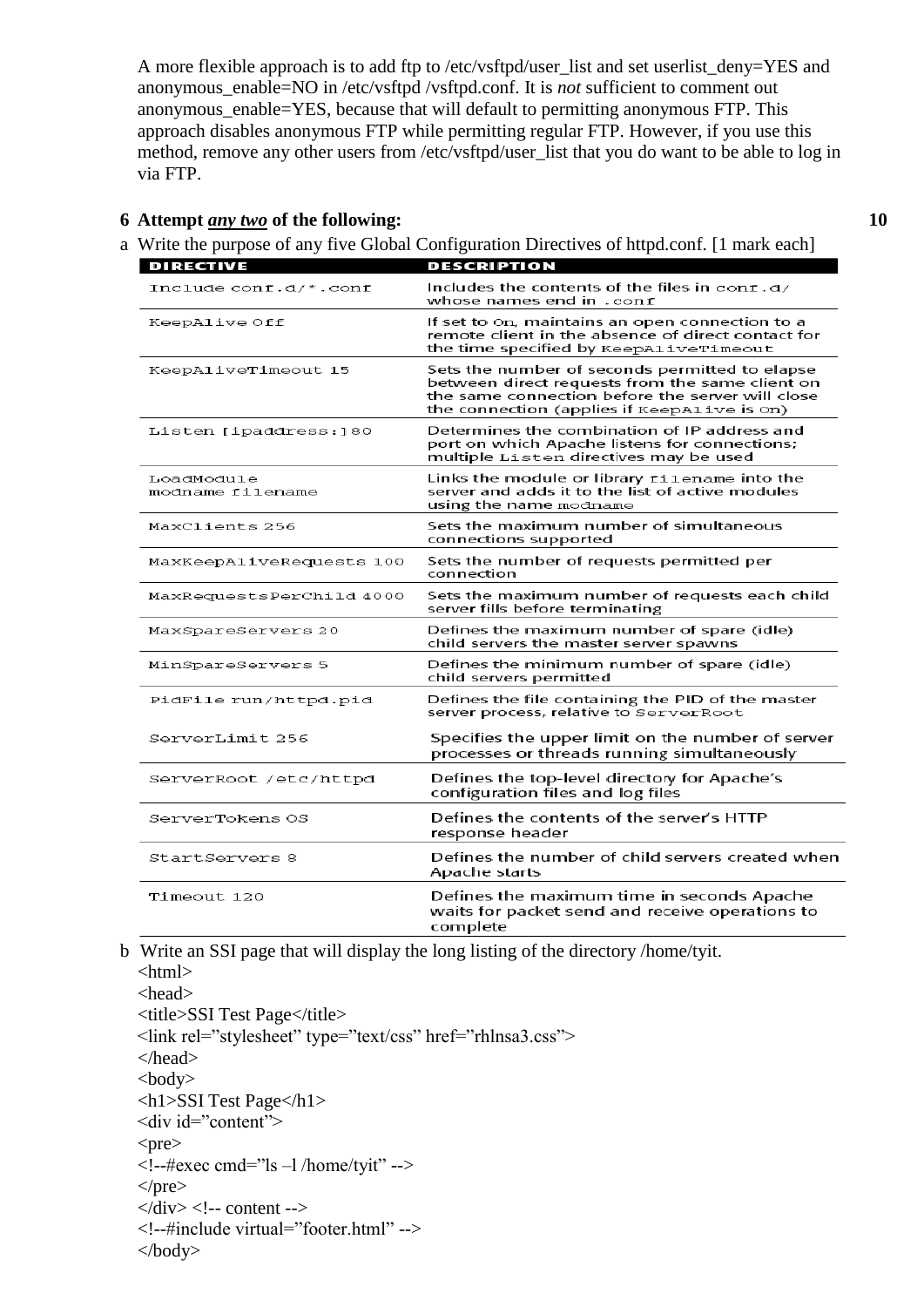A more flexible approach is to add ftp to /etc/vsftpd/user_list and set userlist_deny=YES and anonymous_enable=NO in /etc/vsftpd /vsftpd.conf. It is *not* sufficient to comment out anonymous_enable=YES, because that will default to permitting anonymous FTP. This approach disables anonymous FTP while permitting regular FTP. However, if you use this method, remove any other users from /etc/vsftpd/user_list that you do want to be able to log in via FTP.

**6 Attempt *any two* of the following:** **10**

a Write the purpose of any five Global Configuration Directives of httpd.conf. [1 mark each]

| DIRECTIVE | DESCRIPTION |
|---|---|
| Include conf.d/*.conf | Includes the contents of the files in conf.d/ whose names end in .conf |
| KeepAlive Off | If set to On, maintains an open connection to a remote client in the absence of direct contact for the time specified by KeepAliveTimeout |
| KeepAliveTimeout 15 | Sets the number of seconds permitted to elapse between direct requests from the same client on the same connection before the server will close the connection (applies if KeepAlive is On) |
| Listen [ipaddress:]80 | Determines the combination of IP address and port on which Apache listens for connections; multiple Listen directives may be used |
| LoadModule modname filename | Links the module or library filename into the server and adds it to the list of active modules using the name modname |
| MaxClients 256 | Sets the maximum number of simultaneous connections supported |
| MaxKeepAliveRequests 100 | Sets the number of requests permitted per connection |
| MaxRequestsPerChild 4000 | Sets the maximum number of requests each child server fills before terminating |
| MaxSpareServers 20 | Defines the maximum number of spare (idle) child servers the master server spawns |
| MinSpareServers 5 | Defines the minimum number of spare (idle) child servers permitted |
| PidFile run/httpd.pid | Defines the file containing the PID of the master server process, relative to ServerRoot |
| ServerLimit 256 | Specifies the upper limit on the number of server processes or threads running simultaneously |
| ServerRoot /etc/httpd | Defines the top-level directory for Apache's configuration files and log files |
| ServerTokens OS | Defines the contents of the server's HTTP response header |
| StartServers 8 | Defines the number of child servers created when Apache starts |
| Timeout 120 | Defines the maximum time in seconds Apache waits for packet send and receive operations to complete |

b Write an SSI page that will display the long listing of the directory /home/tyit.

```
<html>
<head>
<title>SSI Test Page</title>
<link rel="stylesheet" type="text/css" href="rhlnsa3.css">
</head>
<body>
<h1>SSI Test Page</h1>
<div id="content">
<pre>
<!--#exec cmd="ls –l /home/tyit" -->
</pre>
</div> <!-- content -->
<!--#include virtual="footer.html" -->
</body>
```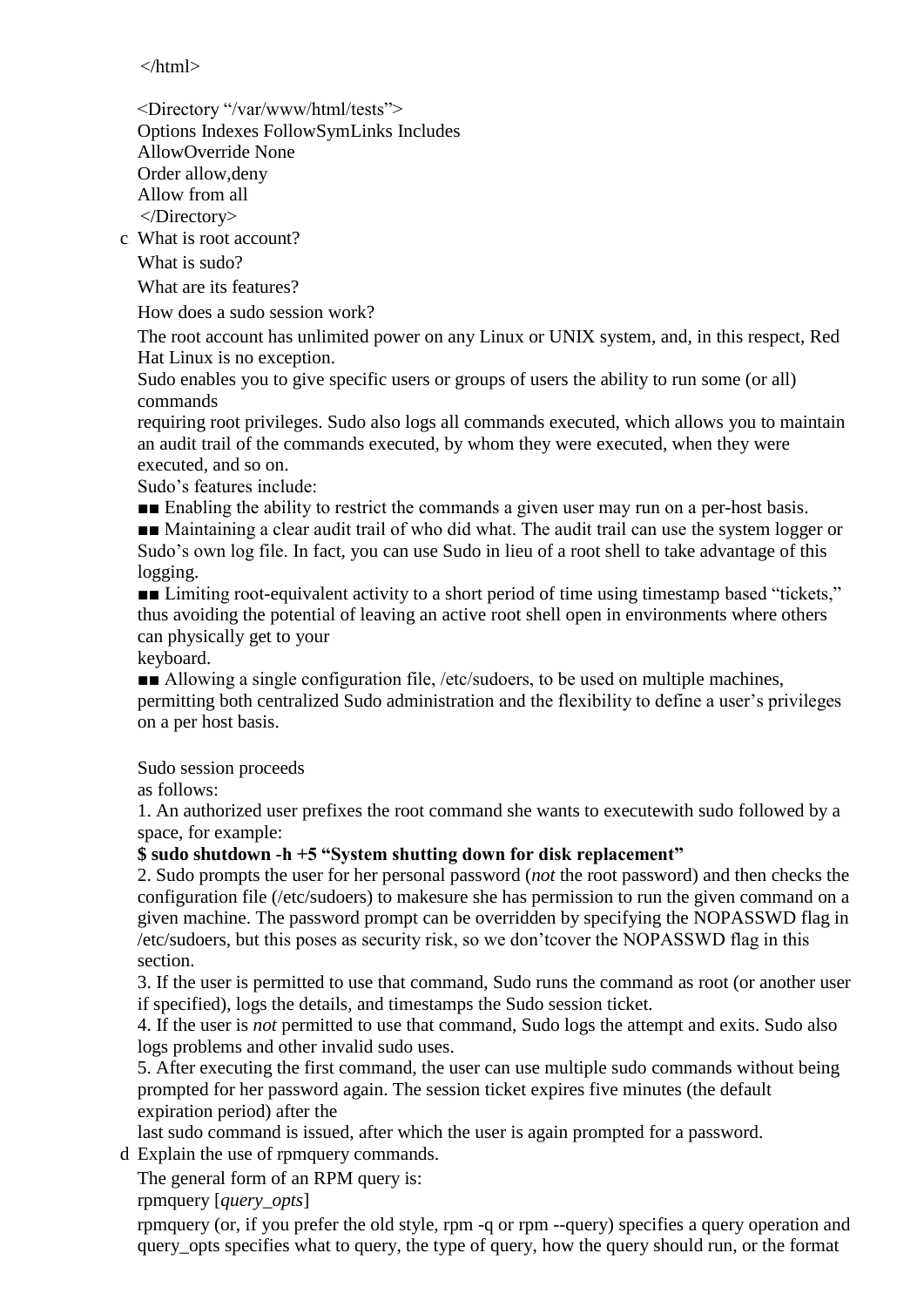```
</html>

<Directory "/var/www/html/tests">
Options Indexes FollowSymLinks Includes
AllowOverride None
Order allow,deny
Allow from all
</Directory>
```

c What is root account?

What is sudo?

What are its features?

How does a sudo session work?

The root account has unlimited power on any Linux or UNIX system, and, in this respect, Red Hat Linux is no exception.

Sudo enables you to give specific users or groups of users the ability to run some (or all) commands requiring root privileges. Sudo also logs all commands executed, which allows you to maintain an audit trail of the commands executed, by whom they were executed, when they were executed, and so on.

Sudo's features include:

■■ Enabling the ability to restrict the commands a given user may run on a per-host basis.

■■ Maintaining a clear audit trail of who did what. The audit trail can use the system logger or Sudo's own log file. In fact, you can use Sudo in lieu of a root shell to take advantage of this logging.

■■ Limiting root-equivalent activity to a short period of time using timestamp based "tickets," thus avoiding the potential of leaving an active root shell open in environments where others can physically get to your keyboard.

■■ Allowing a single configuration file, /etc/sudoers, to be used on multiple machines, permitting both centralized Sudo administration and the flexibility to define a user's privileges on a per host basis.

Sudo session proceeds as follows:

1. An authorized user prefixes the root command she wants to executewith sudo followed by a space, for example:

**$ sudo shutdown -h +5 "System shutting down for disk replacement"**

2. Sudo prompts the user for her personal password (*not* the root password) and then checks the configuration file (/etc/sudoers) to makesure she has permission to run the given command on a given machine. The password prompt can be overridden by specifying the NOPASSWD flag in /etc/sudoers, but this poses as security risk, so we don'tcover the NOPASSWD flag in this section.

3. If the user is permitted to use that command, Sudo runs the command as root (or another user if specified), logs the details, and timestamps the Sudo session ticket.

4. If the user is *not* permitted to use that command, Sudo logs the attempt and exits. Sudo also logs problems and other invalid sudo uses.

5. After executing the first command, the user can use multiple sudo commands without being prompted for her password again. The session ticket expires five minutes (the default expiration period) after the last sudo command is issued, after which the user is again prompted for a password.

d Explain the use of rpmquery commands.

The general form of an RPM query is:

rpmquery [*query_opts*]

rpmquery (or, if you prefer the old style, rpm -q or rpm --query) specifies a query operation and query_opts specifies what to query, the type of query, how the query should run, or the format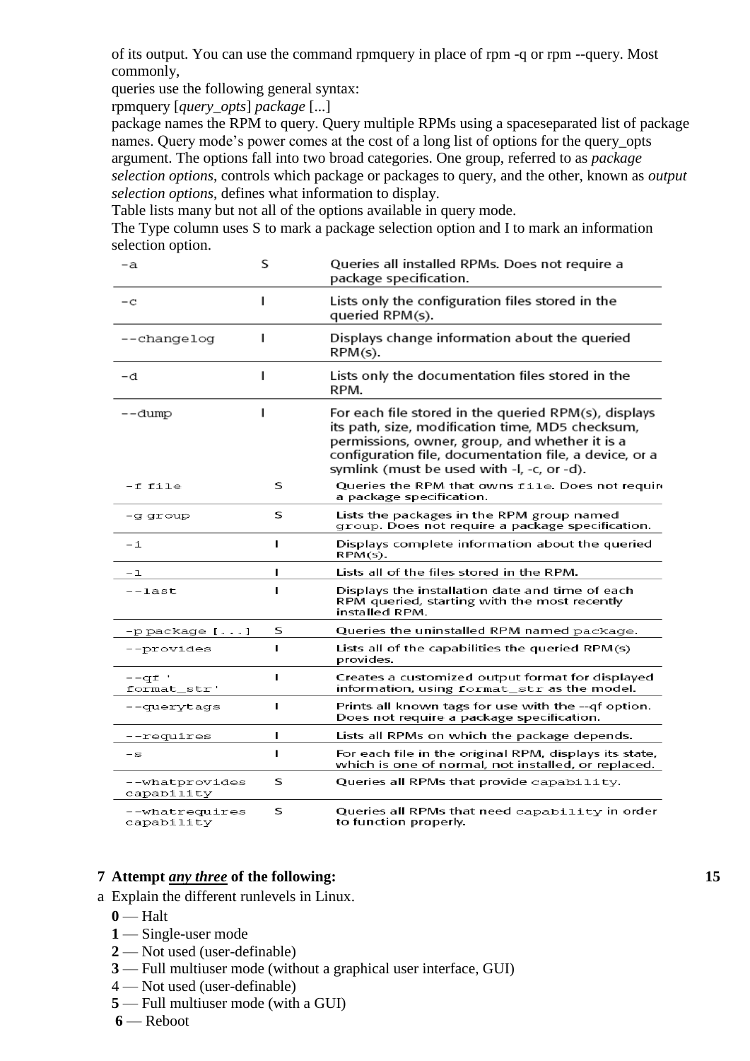of its output. You can use the command rpmquery in place of rpm -q or rpm --query. Most commonly,
queries use the following general syntax:
rpmquery [*query_opts*] *package* [...]
package names the RPM to query. Query multiple RPMs using a spaceseparated list of package names. Query mode's power comes at the cost of a long list of options for the query_opts argument. The options fall into two broad categories. One group, referred to as *package selection options*, controls which package or packages to query, and the other, known as *output selection options*, defines what information to display.
Table lists many but not all of the options available in query mode.
The Type column uses S to mark a package selection option and I to mark an information selection option.

| | | |
|---|---|---|
| -a | S | Queries all installed RPMs. Does not require a package specification. |
| -c | I | Lists only the configuration files stored in the queried RPM(s). |
| --changelog | I | Displays change information about the queried RPM(s). |
| -d | I | Lists only the documentation files stored in the RPM. |
| --dump | I | For each file stored in the queried RPM(s), displays its path, size, modification time, MD5 checksum, permissions, owner, group, and whether it is a configuration file, documentation file, a device, or a symlink (must be used with -l, -c, or -d). |
| -f file | S | Queries the RPM that owns file. Does not require a package specification. |
| -g group | S | Lists the packages in the RPM group named group. Does not require a package specification. |
| -i | I | Displays complete information about the queried RPM(s). |
| -l | I | Lists all of the files stored in the RPM. |
| --last | I | Displays the installation date and time of each RPM queried, starting with the most recently installed RPM. |
| -p package [...] | S | Queries the uninstalled RPM named package. |
| --provides | I | Lists all of the capabilities the queried RPM(s) provides. |
| --qf 'format_str' | I | Creates a customized output format for displayed information, using format_str as the model. |
| --querytags | I | Prints all known tags for use with the --qf option. Does not require a package specification. |
| --requires | I | Lists all RPMs on which the package depends. |
| -s | I | For each file in the original RPM, displays its state, which is one of normal, not installed, or replaced. |
| --whatprovides capability | S | Queries all RPMs that provide capability. |
| --whatrequires capability | S | Queries all RPMs that need capability in order to function properly. |

**7 Attempt *any three* of the following: 15**

a Explain the different runlevels in Linux.

**0** — Halt
**1** — Single-user mode
**2** — Not used (user-definable)
**3** — Full multiuser mode (without a graphical user interface, GUI)
4 — Not used (user-definable)
**5** — Full multiuser mode (with a GUI)
**6** — Reboot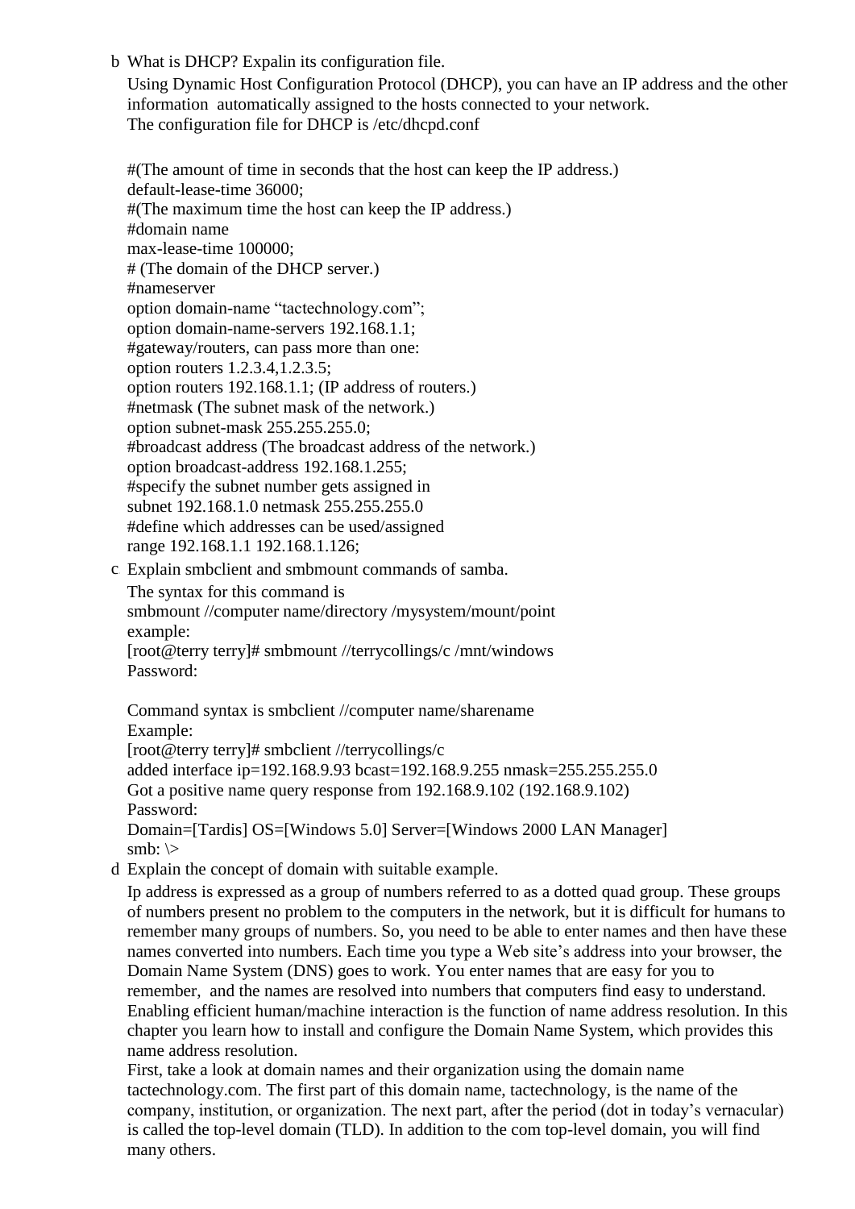b What is DHCP? Expalin its configuration file.

Using Dynamic Host Configuration Protocol (DHCP), you can have an IP address and the other information automatically assigned to the hosts connected to your network.
The configuration file for DHCP is /etc/dhcpd.conf

```
#(The amount of time in seconds that the host can keep the IP address.)
default-lease-time 36000;
#(The maximum time the host can keep the IP address.)
#domain name
max-lease-time 100000;
# (The domain of the DHCP server.)
#nameserver
option domain-name "tactechnology.com";
option domain-name-servers 192.168.1.1;
#gateway/routers, can pass more than one:
option routers 1.2.3.4,1.2.3.5;
option routers 192.168.1.1; (IP address of routers.)
#netmask (The subnet mask of the network.)
option subnet-mask 255.255.255.0;
#broadcast address (The broadcast address of the network.)
option broadcast-address 192.168.1.255;
#specify the subnet number gets assigned in
subnet 192.168.1.0 netmask 255.255.255.0
#define which addresses can be used/assigned
range 192.168.1.1 192.168.1.126;
```

c Explain smbclient and smbmount commands of samba.

The syntax for this command is
smbmount //computer name/directory /mysystem/mount/point
example:

```
[root@terry terry]# smbmount //terrycollings/c /mnt/windows
Password:
```

Command syntax is smbclient //computer name/sharename
Example:

```
[root@terry terry]# smbclient //terrycollings/c
added interface ip=192.168.9.93 bcast=192.168.9.255 nmask=255.255.255.0
Got a positive name query response from 192.168.9.102 (192.168.9.102)
Password:
Domain=[Tardis] OS=[Windows 5.0] Server=[Windows 2000 LAN Manager]
smb: \>
```

d Explain the concept of domain with suitable example.

Ip address is expressed as a group of numbers referred to as a dotted quad group. These groups of numbers present no problem to the computers in the network, but it is difficult for humans to remember many groups of numbers. So, you need to be able to enter names and then have these names converted into numbers. Each time you type a Web site's address into your browser, the Domain Name System (DNS) goes to work. You enter names that are easy for you to remember, and the names are resolved into numbers that computers find easy to understand. Enabling efficient human/machine interaction is the function of name address resolution. In this chapter you learn how to install and configure the Domain Name System, which provides this name address resolution.

First, take a look at domain names and their organization using the domain name tactechnology.com. The first part of this domain name, tactechnology, is the name of the company, institution, or organization. The next part, after the period (dot in today's vernacular) is called the top-level domain (TLD). In addition to the com top-level domain, you will find many others.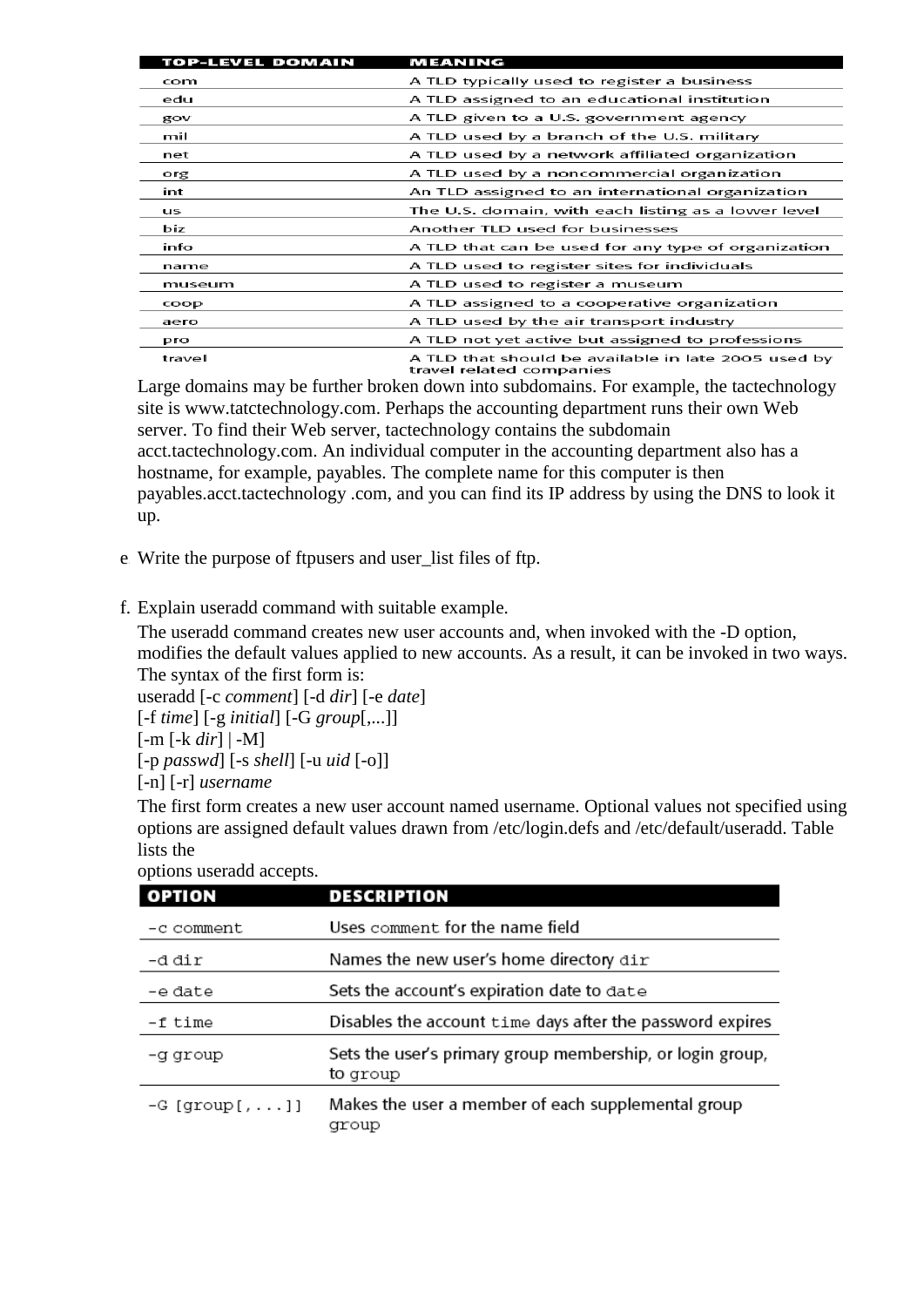| TOP-LEVEL DOMAIN | MEANING |
| --- | --- |
| com | A TLD typically used to register a business |
| edu | A TLD assigned to an educational institution |
| gov | A TLD given to a U.S. government agency |
| mil | A TLD used by a branch of the U.S. military |
| net | A TLD used by a network affiliated organization |
| org | A TLD used by a noncommercial organization |
| int | An TLD assigned to an international organization |
| us | The U.S. domain, with each listing as a lower level |
| biz | Another TLD used for businesses |
| info | A TLD that can be used for any type of organization |
| name | A TLD used to register sites for individuals |
| museum | A TLD used to register a museum |
| coop | A TLD assigned to a cooperative organization |
| aero | A TLD used by the air transport industry |
| pro | A TLD not yet active but assigned to professions |
| travel | A TLD that should be available in late 2005 used by travel related companies |

Large domains may be further broken down into subdomains. For example, the tactechnology site is www.tatctechnology.com. Perhaps the accounting department runs their own Web server. To find their Web server, tactechnology contains the subdomain acct.tactechnology.com. An individual computer in the accounting department also has a hostname, for example, payables. The complete name for this computer is then payables.acct.tactechnology .com, and you can find its IP address by using the DNS to look it up.

e Write the purpose of ftpusers and user_list files of ftp.

f. Explain useradd command with suitable example.

The useradd command creates new user accounts and, when invoked with the -D option, modifies the default values applied to new accounts. As a result, it can be invoked in two ways. The syntax of the first form is:

useradd [-c *comment*] [-d *dir*] [-e *date*]
[-f *time*] [-g *initial*] [-G *group*[,...]]
[-m [-k *dir*] | -M]
[-p *passwd*] [-s *shell*] [-u *uid* [-o]]
[-n] [-r] *username*

The first form creates a new user account named username. Optional values not specified using options are assigned default values drawn from /etc/login.defs and /etc/default/useradd. Table lists the
options useradd accepts.

| OPTION | DESCRIPTION |
| --- | --- |
| -c comment | Uses comment for the name field |
| -d dir | Names the new user's home directory dir |
| -e date | Sets the account's expiration date to date |
| -f time | Disables the account time days after the password expires |
| -g group | Sets the user's primary group membership, or login group, to group |
| -G [group[,...]] | Makes the user a member of each supplemental group group |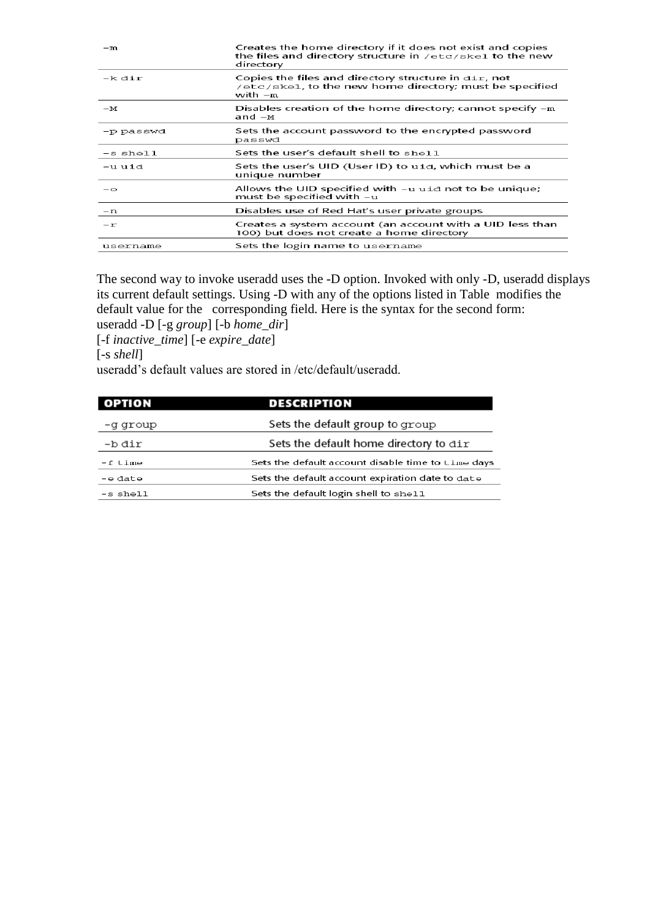| | |
|---|---|
| -m | Creates the home directory if it does not exist and copies the files and directory structure in /etc/skel to the new directory |
| -k dir | Copies the files and directory structure in dir, not /etc/skel, to the new home directory; must be specified with -m |
| -M | Disables creation of the home directory; cannot specify -m and -M |
| -p passwd | Sets the account password to the encrypted password passwd |
| -s shell | Sets the user's default shell to shell |
| -u uid | Sets the user's UID (User ID) to uid, which must be a unique number |
| -o | Allows the UID specified with -u uid not to be unique; must be specified with -u |
| -n | Disables use of Red Hat's user private groups |
| -r | Creates a system account (an account with a UID less than 100) but does not create a home directory |
| username | Sets the login name to username |

The second way to invoke useradd uses the -D option. Invoked with only -D, useradd displays its current default settings. Using -D with any of the options listed in Table modifies the default value for the corresponding field. Here is the syntax for the second form:

useradd -D [-g *group*] [-b *home_dir*]
[-f *inactive_time*] [-e *expire_date*]
[-s *shell*]

useradd's default values are stored in /etc/default/useradd.

| OPTION | DESCRIPTION |
|---|---|
| -g group | Sets the default group to group |
| -b dir | Sets the default home directory to dir |
| -f time | Sets the default account disable time to time days |
| -e date | Sets the default account expiration date to date |
| -s shell | Sets the default login shell to shell |